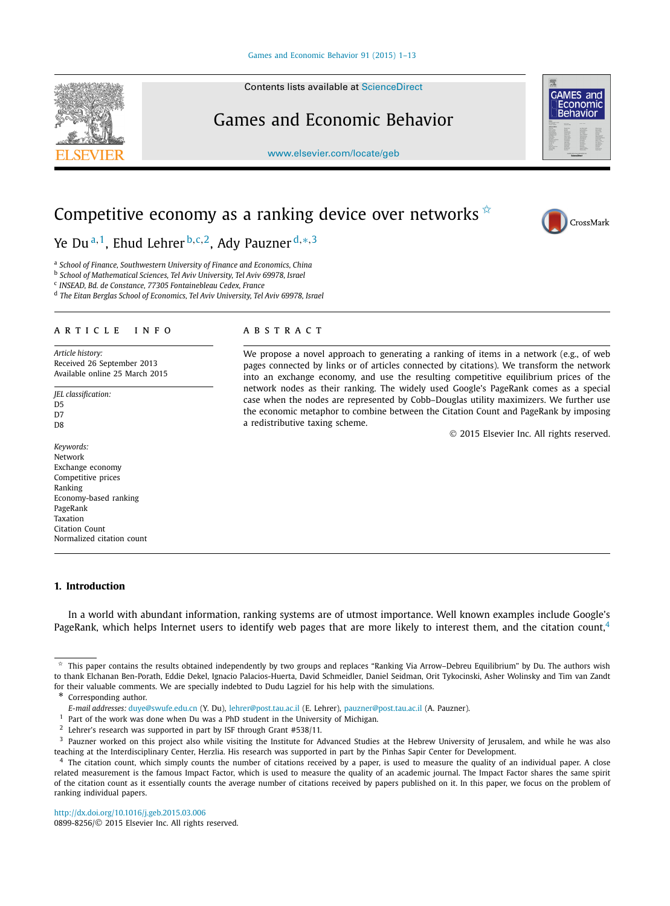# Competitive economy as a ranking device over networks[☆]

Ye Du[a,1], Ehud Lehrer[b,c,2], Ady Pauzner[d,*,3]

[a] School of Finance, Southwestern University of Finance and Economics, China
[b] School of Mathematical Sciences, Tel Aviv University, Tel Aviv 69978, Israel
[c] INSEAD, Bd. de Constance, 77305 Fontainebleau Cedex, France
[d] The Eitan Berglas School of Economics, Tel Aviv University, Tel Aviv 69978, Israel

## ARTICLE INFO

*Article history:*
Received 26 September 2013
Available online 25 March 2015

*JEL classification:*
D5
D7
D8

*Keywords:*
Network
Exchange economy
Competitive prices
Ranking
Economy-based ranking
PageRank
Taxation
Citation Count
Normalized citation count

## ABSTRACT

We propose a novel approach to generating a ranking of items in a network (e.g., of web pages connected by links or of articles connected by citations). We transform the network into an exchange economy, and use the resulting competitive equilibrium prices of the network nodes as their ranking. The widely used Google's PageRank comes as a special case when the nodes are represented by Cobb–Douglas utility maximizers. We further use the economic metaphor to combine between the Citation Count and PageRank by imposing a redistributive taxing scheme.

© 2015 Elsevier Inc. All rights reserved.

## 1. Introduction

In a world with abundant information, ranking systems are of utmost importance. Well known examples include Google's PageRank, which helps Internet users to identify web pages that are more likely to interest them, and the citation count,[4]

---

[☆] This paper contains the results obtained independently by two groups and replaces "Ranking Via Arrow–Debreu Equilibrium" by Du. The authors wish to thank Elchanan Ben-Porath, Eddie Dekel, Ignacio Palacios-Huerta, David Schmeidler, Daniel Seidman, Orit Tykocinski, Asher Wolinsky and Tim van Zandt for their valuable comments. We are specially indebted to Dudu Lagziel for his help with the simulations.

[*] Corresponding author.
*E-mail addresses:* duye@swufe.edu.cn (Y. Du), lehrer@post.tau.ac.il (E. Lehrer), pauzner@post.tau.ac.il (A. Pauzner).

[1] Part of the work was done when Du was a PhD student in the University of Michigan.

[2] Lehrer's research was supported in part by ISF through Grant #538/11.

[3] Pauzner worked on this project also while visiting the Institute for Advanced Studies at the Hebrew University of Jerusalem, and while he was also teaching at the Interdisciplinary Center, Herzlia. His research was supported in part by the Pinhas Sapir Center for Development.

[4] The citation count, which simply counts the number of citations received by a paper, is used to measure the quality of an individual paper. A close related measurement is the famous Impact Factor, which is used to measure the quality of an academic journal. The Impact Factor shares the same spirit of the citation count as it essentially counts the average number of citations received by papers published on it. In this paper, we focus on the problem of ranking individual papers.

http://dx.doi.org/10.1016/j.geb.2015.03.006
0899-8256/© 2015 Elsevier Inc. All rights reserved.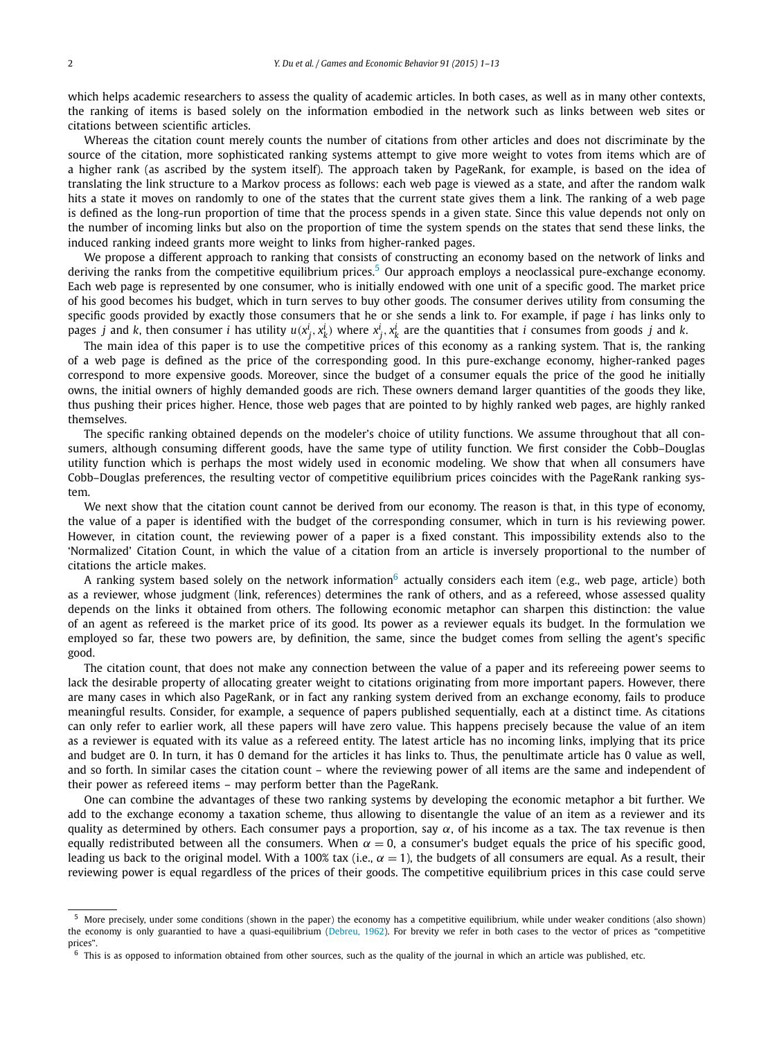which helps academic researchers to assess the quality of academic articles. In both cases, as well as in many other contexts, the ranking of items is based solely on the information embodied in the network such as links between web sites or citations between scientific articles.

Whereas the citation count merely counts the number of citations from other articles and does not discriminate by the source of the citation, more sophisticated ranking systems attempt to give more weight to votes from items which are of a higher rank (as ascribed by the system itself). The approach taken by PageRank, for example, is based on the idea of translating the link structure to a Markov process as follows: each web page is viewed as a state, and after the random walk hits a state it moves on randomly to one of the states that the current state gives them a link. The ranking of a web page is defined as the long-run proportion of time that the process spends in a given state. Since this value depends not only on the number of incoming links but also on the proportion of time the system spends on the states that send these links, the induced ranking indeed grants more weight to links from higher-ranked pages.

We propose a different approach to ranking that consists of constructing an economy based on the network of links and deriving the ranks from the competitive equilibrium prices.[5] Our approach employs a neoclassical pure-exchange economy. Each web page is represented by one consumer, who is initially endowed with one unit of a specific good. The market price of his good becomes his budget, which in turn serves to buy other goods. The consumer derives utility from consuming the specific goods provided by exactly those consumers that he or she sends a link to. For example, if page $i$ has links only to pages $j$ and $k$, then consumer $i$ has utility $u(x^i_j, x^i_k)$ where $x^i_j, x^i_k$ are the quantities that $i$ consumes from goods $j$ and $k$.

The main idea of this paper is to use the competitive prices of this economy as a ranking system. That is, the ranking of a web page is defined as the price of the corresponding good. In this pure-exchange economy, higher-ranked pages correspond to more expensive goods. Moreover, since the budget of a consumer equals the price of the good he initially owns, the initial owners of highly demanded goods are rich. These owners demand larger quantities of the goods they like, thus pushing their prices higher. Hence, those web pages that are pointed to by highly ranked web pages, are highly ranked themselves.

The specific ranking obtained depends on the modeler's choice of utility functions. We assume throughout that all consumers, although consuming different goods, have the same type of utility function. We first consider the Cobb–Douglas utility function which is perhaps the most widely used in economic modeling. We show that when all consumers have Cobb–Douglas preferences, the resulting vector of competitive equilibrium prices coincides with the PageRank ranking system.

We next show that the citation count cannot be derived from our economy. The reason is that, in this type of economy, the value of a paper is identified with the budget of the corresponding consumer, which in turn is his reviewing power. However, in citation count, the reviewing power of a paper is a fixed constant. This impossibility extends also to the 'Normalized' Citation Count, in which the value of a citation from an article is inversely proportional to the number of citations the article makes.

A ranking system based solely on the network information[6] actually considers each item (e.g., web page, article) both as a reviewer, whose judgment (link, references) determines the rank of others, and as a refereed, whose assessed quality depends on the links it obtained from others. The following economic metaphor can sharpen this distinction: the value of an agent as refereed is the market price of its good. Its power as a reviewer equals its budget. In the formulation we employed so far, these two powers are, by definition, the same, since the budget comes from selling the agent's specific good.

The citation count, that does not make any connection between the value of a paper and its refereeing power seems to lack the desirable property of allocating greater weight to citations originating from more important papers. However, there are many cases in which also PageRank, or in fact any ranking system derived from an exchange economy, fails to produce meaningful results. Consider, for example, a sequence of papers published sequentially, each at a distinct time. As citations can only refer to earlier work, all these papers will have zero value. This happens precisely because the value of an item as a reviewer is equated with its value as a refereed entity. The latest article has no incoming links, implying that its price and budget are 0. In turn, it has 0 demand for the articles it has links to. Thus, the penultimate article has 0 value as well, and so forth. In similar cases the citation count – where the reviewing power of all items are the same and independent of their power as refereed items – may perform better than the PageRank.

One can combine the advantages of these two ranking systems by developing the economic metaphor a bit further. We add to the exchange economy a taxation scheme, thus allowing to disentangle the value of an item as a reviewer and its quality as determined by others. Each consumer pays a proportion, say $\alpha$, of his income as a tax. The tax revenue is then equally redistributed between all the consumers. When $\alpha = 0$, a consumer's budget equals the price of his specific good, leading us back to the original model. With a 100% tax (i.e., $\alpha = 1$), the budgets of all consumers are equal. As a result, their reviewing power is equal regardless of the prices of their goods. The competitive equilibrium prices in this case could serve

---

[5] More precisely, under some conditions (shown in the paper) the economy has a competitive equilibrium, while under weaker conditions (also shown) the economy is only guarantied to have a quasi-equilibrium (Debreu, 1962). For brevity we refer in both cases to the vector of prices as "competitive prices".

[6] This is as opposed to information obtained from other sources, such as the quality of the journal in which an article was published, etc.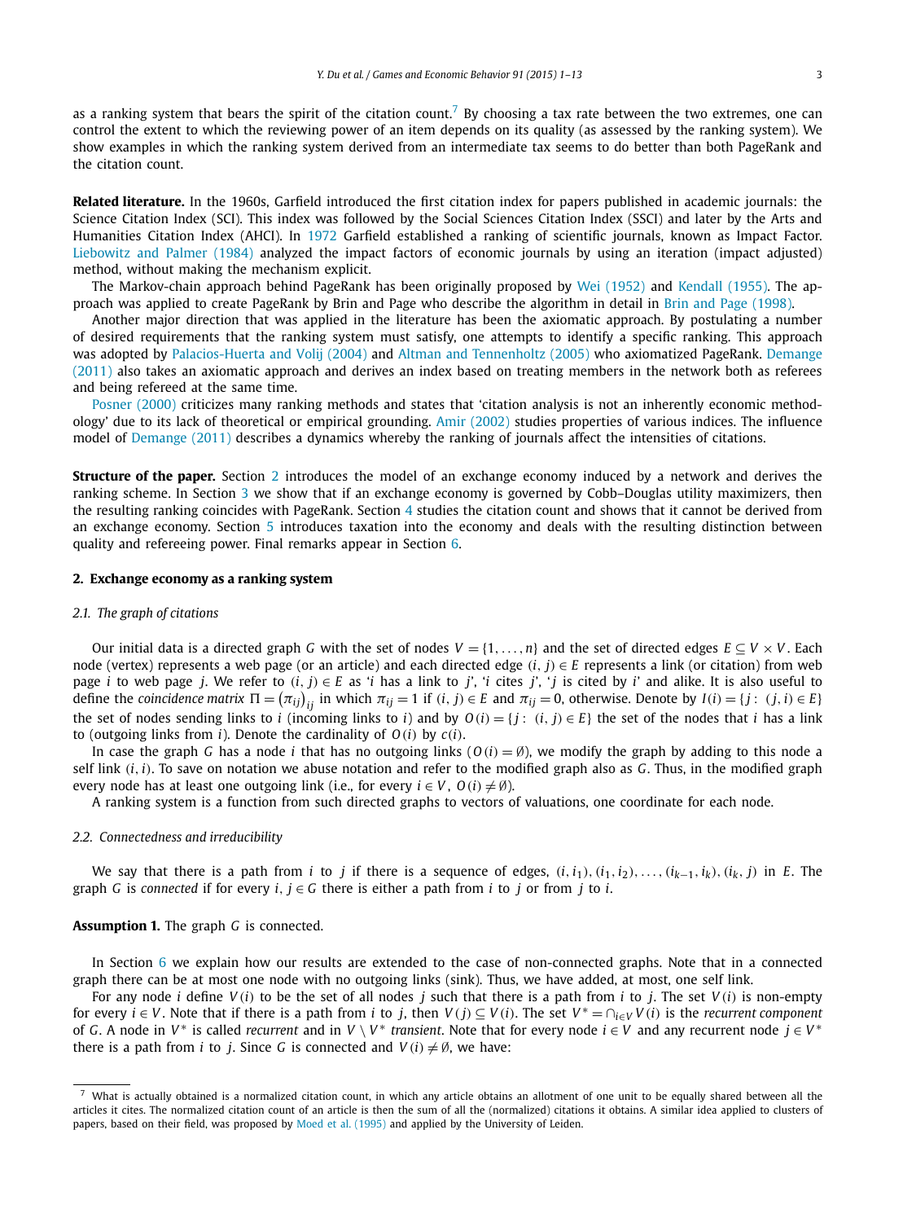as a ranking system that bears the spirit of the citation count.[7] By choosing a tax rate between the two extremes, one can control the extent to which the reviewing power of an item depends on its quality (as assessed by the ranking system). We show examples in which the ranking system derived from an intermediate tax seems to do better than both PageRank and the citation count.

**Related literature.** In the 1960s, Garfield introduced the first citation index for papers published in academic journals: the Science Citation Index (SCI). This index was followed by the Social Sciences Citation Index (SSCI) and later by the Arts and Humanities Citation Index (AHCI). In 1972 Garfield established a ranking of scientific journals, known as Impact Factor. Liebowitz and Palmer (1984) analyzed the impact factors of economic journals by using an iteration (impact adjusted) method, without making the mechanism explicit.

The Markov-chain approach behind PageRank has been originally proposed by Wei (1952) and Kendall (1955). The approach was applied to create PageRank by Brin and Page who describe the algorithm in detail in Brin and Page (1998).

Another major direction that was applied in the literature has been the axiomatic approach. By postulating a number of desired requirements that the ranking system must satisfy, one attempts to identify a specific ranking. This approach was adopted by Palacios-Huerta and Volij (2004) and Altman and Tennenholtz (2005) who axiomatized PageRank. Demange (2011) also takes an axiomatic approach and derives an index based on treating members in the network both as referees and being refereed at the same time.

Posner (2000) criticizes many ranking methods and states that 'citation analysis is not an inherently economic methodology' due to its lack of theoretical or empirical grounding. Amir (2002) studies properties of various indices. The influence model of Demange (2011) describes a dynamics whereby the ranking of journals affect the intensities of citations.

**Structure of the paper.** Section 2 introduces the model of an exchange economy induced by a network and derives the ranking scheme. In Section 3 we show that if an exchange economy is governed by Cobb–Douglas utility maximizers, then the resulting ranking coincides with PageRank. Section 4 studies the citation count and shows that it cannot be derived from an exchange economy. Section 5 introduces taxation into the economy and deals with the resulting distinction between quality and refereeing power. Final remarks appear in Section 6.

## 2. Exchange economy as a ranking system

### 2.1. The graph of citations

Our initial data is a directed graph $G$ with the set of nodes $V = \{1, \ldots, n\}$ and the set of directed edges $E \subseteq V \times V$. Each node (vertex) represents a web page (or an article) and each directed edge $(i, j) \in E$ represents a link (or citation) from web page $i$ to web page $j$. We refer to $(i, j) \in E$ as '$i$ has a link to $j$', '$i$ cites $j$', '$j$ is cited by $i$' and alike. It is also useful to define the *coincidence matrix* $\Pi = (\pi_{ij})_{ij}$ in which $\pi_{ij} = 1$ if $(i, j) \in E$ and $\pi_{ij} = 0$, otherwise. Denote by $I(i) = \{j : (j, i) \in E\}$ the set of nodes sending links to $i$ (incoming links to $i$) and by $O(i) = \{j : (i, j) \in E\}$ the set of the nodes that $i$ has a link to (outgoing links from $i$). Denote the cardinality of $O(i)$ by $c(i)$.

In case the graph $G$ has a node $i$ that has no outgoing links ($O(i) = \emptyset$), we modify the graph by adding to this node a self link $(i, i)$. To save on notation we abuse notation and refer to the modified graph also as $G$. Thus, in the modified graph every node has at least one outgoing link (i.e., for every $i \in V$, $O(i) \neq \emptyset$).

A ranking system is a function from such directed graphs to vectors of valuations, one coordinate for each node.

### 2.2. Connectedness and irreducibility

We say that there is a path from $i$ to $j$ if there is a sequence of edges, $(i, i_1), (i_1, i_2), \ldots, (i_{k-1}, i_k), (i_k, j)$ in $E$. The graph $G$ is *connected* if for every $i, j \in G$ there is either a path from $i$ to $j$ or from $j$ to $i$.

**Assumption 1.** The graph $G$ is connected.

In Section 6 we explain how our results are extended to the case of non-connected graphs. Note that in a connected graph there can be at most one node with no outgoing links (sink). Thus, we have added, at most, one self link.

For any node $i$ define $V(i)$ to be the set of all nodes $j$ such that there is a path from $i$ to $j$. The set $V(i)$ is non-empty for every $i \in V$. Note that if there is a path from $i$ to $j$, then $V(j) \subseteq V(i)$. The set $V^* = \cap_{i \in V} V(i)$ is the *recurrent component* of $G$. A node in $V^*$ is called *recurrent* and in $V \setminus V^*$ *transient*. Note that for every node $i \in V$ and any recurrent node $j \in V^*$ there is a path from $i$ to $j$. Since $G$ is connected and $V(i) \neq \emptyset$, we have:

[7] What is actually obtained is a normalized citation count, in which any article obtains an allotment of one unit to be equally shared between all the articles it cites. The normalized citation count of an article is then the sum of all the (normalized) citations it obtains. A similar idea applied to clusters of papers, based on their field, was proposed by Moed et al. (1995) and applied by the University of Leiden.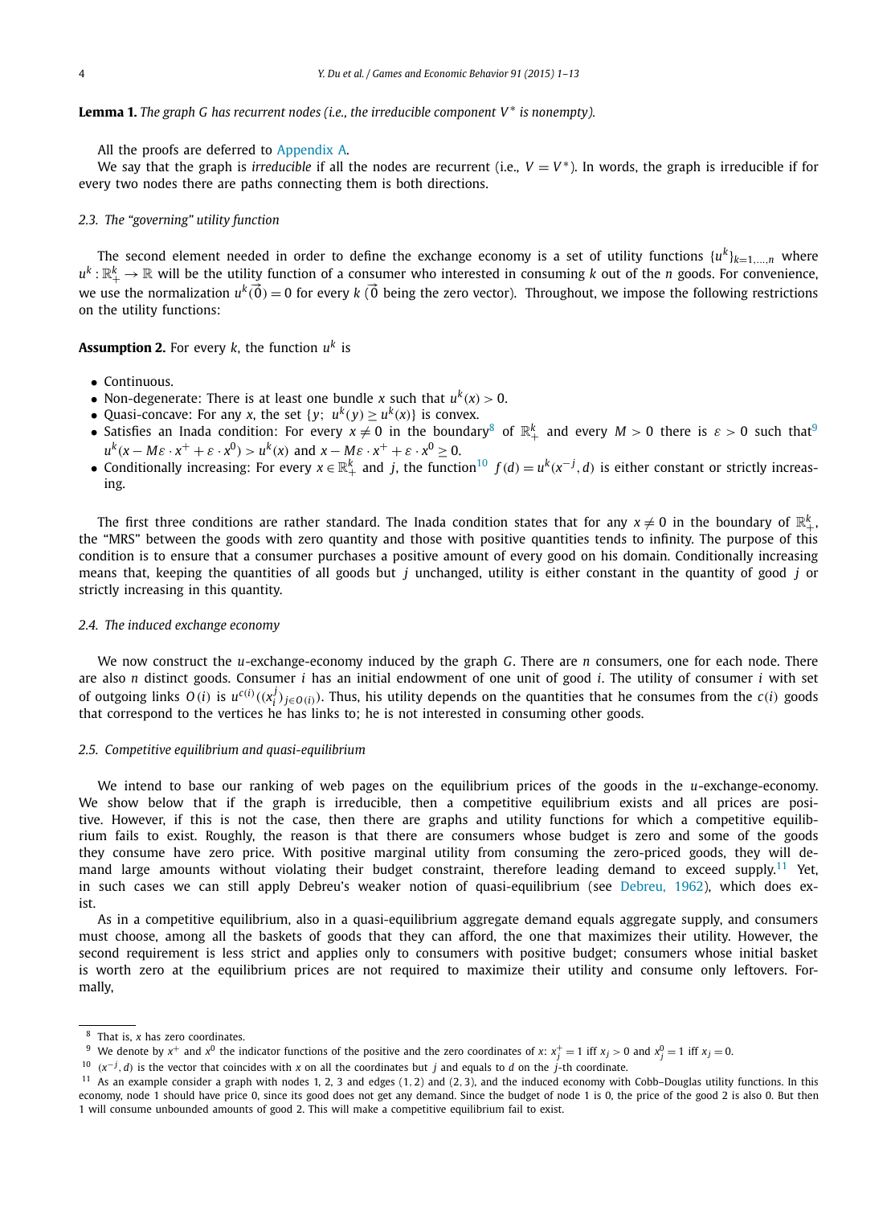**Lemma 1.** *The graph G has recurrent nodes (i.e., the irreducible component $V^*$ is nonempty).*

All the proofs are deferred to Appendix A.

We say that the graph is *irreducible* if all the nodes are recurrent (i.e., $V = V^*$). In words, the graph is irreducible if for every two nodes there are paths connecting them is both directions.

### 2.3. The "governing" utility function

The second element needed in order to define the exchange economy is a set of utility functions $\{u^k\}_{k=1,\dots,n}$ where $u^k : \mathbb{R}_+^k \to \mathbb{R}$ will be the utility function of a consumer who interested in consuming $k$ out of the $n$ goods. For convenience, we use the normalization $u^k(\vec{0}) = 0$ for every $k$ ($\vec{0}$ being the zero vector). Throughout, we impose the following restrictions on the utility functions:

**Assumption 2.** For every $k$, the function $u^k$ is

- Continuous.
- Non-degenerate: There is at least one bundle $x$ such that $u^k(x) > 0$.
- Quasi-concave: For any $x$, the set $\{y;\ u^k(y) \geq u^k(x)\}$ is convex.
- Satisfies an Inada condition: For every $x \neq 0$ in the boundary[8] of $\mathbb{R}_+^k$ and every $M > 0$ there is $\varepsilon > 0$ such that[9] $u^k(x - M\varepsilon \cdot x^+ + \varepsilon \cdot x^0) > u^k(x)$ and $x - M\varepsilon \cdot x^+ + \varepsilon \cdot x^0 \geq 0$.
- Conditionally increasing: For every $x \in \mathbb{R}_+^k$ and $j$, the function[10] $f(d) = u^k(x^{-j}, d)$ is either constant or strictly increasing.

The first three conditions are rather standard. The Inada condition states that for any $x \neq 0$ in the boundary of $\mathbb{R}_+^k$, the "MRS" between the goods with zero quantity and those with positive quantities tends to infinity. The purpose of this condition is to ensure that a consumer purchases a positive amount of every good on his domain. Conditionally increasing means that, keeping the quantities of all goods but $j$ unchanged, utility is either constant in the quantity of good $j$ or strictly increasing in this quantity.

### 2.4. The induced exchange economy

We now construct the $u$-exchange-economy induced by the graph $G$. There are $n$ consumers, one for each node. There are also $n$ distinct goods. Consumer $i$ has an initial endowment of one unit of good $i$. The utility of consumer $i$ with set of outgoing links $O(i)$ is $u^{c(i)}((x_i^j)_{j \in O(i)})$. Thus, his utility depends on the quantities that he consumes from the $c(i)$ goods that correspond to the vertices he has links to; he is not interested in consuming other goods.

### 2.5. Competitive equilibrium and quasi-equilibrium

We intend to base our ranking of web pages on the equilibrium prices of the goods in the $u$-exchange-economy. We show below that if the graph is irreducible, then a competitive equilibrium exists and all prices are positive. However, if this is not the case, then there are graphs and utility functions for which a competitive equilibrium fails to exist. Roughly, the reason is that there are consumers whose budget is zero and some of the goods they consume have zero price. With positive marginal utility from consuming the zero-priced goods, they will demand large amounts without violating their budget constraint, therefore leading demand to exceed supply.[11] Yet, in such cases we can still apply Debreu's weaker notion of quasi-equilibrium (see Debreu, 1962), which does exist.

As in a competitive equilibrium, also in a quasi-equilibrium aggregate demand equals aggregate supply, and consumers must choose, among all the baskets of goods that they can afford, the one that maximizes their utility. However, the second requirement is less strict and applies only to consumers with positive budget; consumers whose initial basket is worth zero at the equilibrium prices are not required to maximize their utility and consume only leftovers. Formally,

---

[8] That is, $x$ has zero coordinates.

[9] We denote by $x^+$ and $x^0$ the indicator functions of the positive and the zero coordinates of $x$: $x_j^+ = 1$ iff $x_j > 0$ and $x_j^0 = 1$ iff $x_j = 0$.

[10] $(x^{-j}, d)$ is the vector that coincides with $x$ on all the coordinates but $j$ and equals to $d$ on the $j$-th coordinate.

[11] As an example consider a graph with nodes 1, 2, 3 and edges $(1, 2)$ and $(2, 3)$, and the induced economy with Cobb–Douglas utility functions. In this economy, node 1 should have price 0, since its good does not get any demand. Since the budget of node 1 is 0, the price of the good 2 is also 0. But then 1 will consume unbounded amounts of good 2. This will make a competitive equilibrium fail to exist.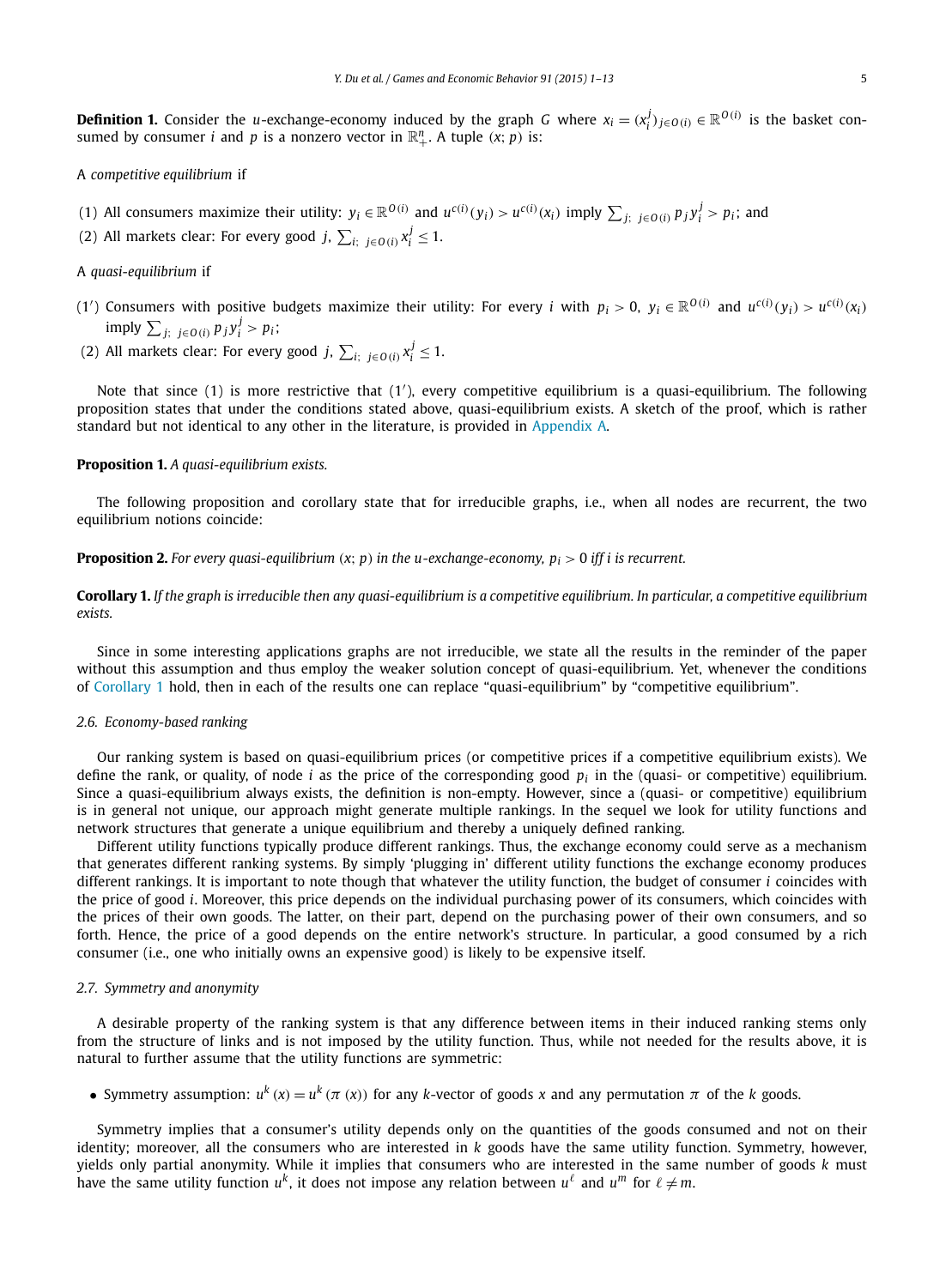**Definition 1.** Consider the $u$-exchange-economy induced by the graph $G$ where $x_i = (x_i^j)_{j \in O(i)} \in \mathbb{R}^{O(i)}$ is the basket consumed by consumer $i$ and $p$ is a nonzero vector in $\mathbb{R}_+^n$. A tuple $(x; p)$ is:

A *competitive equilibrium* if

(1) All consumers maximize their utility: $y_i \in \mathbb{R}^{O(i)}$ and $u^{c(i)}(y_i) > u^{c(i)}(x_i)$ imply $\sum_{j;\ j \in O(i)} p_j y_i^j > p_i$; and

(2) All markets clear: For every good $j$, $\sum_{i;\ j \in O(i)} x_i^j \leq 1$.

A *quasi-equilibrium* if

(1′) Consumers with positive budgets maximize their utility: For every $i$ with $p_i > 0$, $y_i \in \mathbb{R}^{O(i)}$ and $u^{c(i)}(y_i) > u^{c(i)}(x_i)$ imply $\sum_{j;\ j \in O(i)} p_j y_i^j > p_i$;

(2) All markets clear: For every good $j$, $\sum_{i;\ j \in O(i)} x_i^j \leq 1$.

Note that since (1) is more restrictive that (1′), every competitive equilibrium is a quasi-equilibrium. The following proposition states that under the conditions stated above, quasi-equilibrium exists. A sketch of the proof, which is rather standard but not identical to any other in the literature, is provided in Appendix A.

**Proposition 1.** *A quasi-equilibrium exists.*

The following proposition and corollary state that for irreducible graphs, i.e., when all nodes are recurrent, the two equilibrium notions coincide:

**Proposition 2.** *For every quasi-equilibrium $(x; p)$ in the $u$-exchange-economy, $p_i > 0$ iff $i$ is recurrent.*

**Corollary 1.** *If the graph is irreducible then any quasi-equilibrium is a competitive equilibrium. In particular, a competitive equilibrium exists.*

Since in some interesting applications graphs are not irreducible, we state all the results in the reminder of the paper without this assumption and thus employ the weaker solution concept of quasi-equilibrium. Yet, whenever the conditions of Corollary 1 hold, then in each of the results one can replace "quasi-equilibrium" by "competitive equilibrium".

### *2.6. Economy-based ranking*

Our ranking system is based on quasi-equilibrium prices (or competitive prices if a competitive equilibrium exists). We define the rank, or quality, of node $i$ as the price of the corresponding good $p_i$ in the (quasi- or competitive) equilibrium. Since a quasi-equilibrium always exists, the definition is non-empty. However, since a (quasi- or competitive) equilibrium is in general not unique, our approach might generate multiple rankings. In the sequel we look for utility functions and network structures that generate a unique equilibrium and thereby a uniquely defined ranking.

Different utility functions typically produce different rankings. Thus, the exchange economy could serve as a mechanism that generates different ranking systems. By simply 'plugging in' different utility functions the exchange economy produces different rankings. It is important to note though that whatever the utility function, the budget of consumer $i$ coincides with the price of good $i$. Moreover, this price depends on the individual purchasing power of its consumers, which coincides with the prices of their own goods. The latter, on their part, depend on the purchasing power of their own consumers, and so forth. Hence, the price of a good depends on the entire network's structure. In particular, a good consumed by a rich consumer (i.e., one who initially owns an expensive good) is likely to be expensive itself.

### *2.7. Symmetry and anonymity*

A desirable property of the ranking system is that any difference between items in their induced ranking stems only from the structure of links and is not imposed by the utility function. Thus, while not needed for the results above, it is natural to further assume that the utility functions are symmetric:

- Symmetry assumption: $u^k(x) = u^k(\pi(x))$ for any $k$-vector of goods $x$ and any permutation $\pi$ of the $k$ goods.

Symmetry implies that a consumer's utility depends only on the quantities of the goods consumed and not on their identity; moreover, all the consumers who are interested in $k$ goods have the same utility function. Symmetry, however, yields only partial anonymity. While it implies that consumers who are interested in the same number of goods $k$ must have the same utility function $u^k$, it does not impose any relation between $u^\ell$ and $u^m$ for $\ell \neq m$.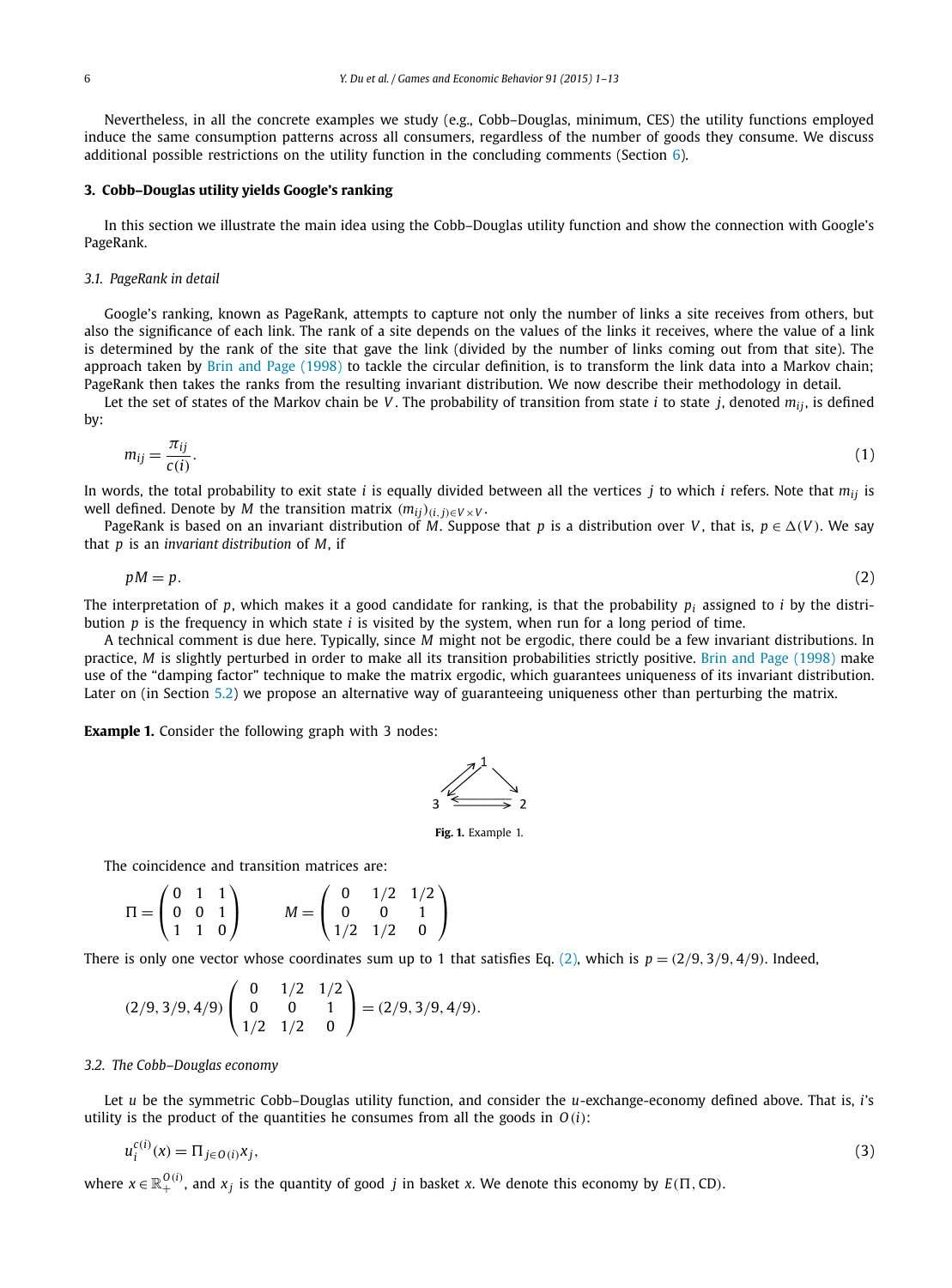Nevertheless, in all the concrete examples we study (e.g., Cobb–Douglas, minimum, CES) the utility functions employed induce the same consumption patterns across all consumers, regardless of the number of goods they consume. We discuss additional possible restrictions on the utility function in the concluding comments (Section 6).

## 3. Cobb–Douglas utility yields Google's ranking

In this section we illustrate the main idea using the Cobb–Douglas utility function and show the connection with Google's PageRank.

### *3.1. PageRank in detail*

Google's ranking, known as PageRank, attempts to capture not only the number of links a site receives from others, but also the significance of each link. The rank of a site depends on the values of the links it receives, where the value of a link is determined by the rank of the site that gave the link (divided by the number of links coming out from that site). The approach taken by Brin and Page (1998) to tackle the circular definition, is to transform the link data into a Markov chain; PageRank then takes the ranks from the resulting invariant distribution. We now describe their methodology in detail.

Let the set of states of the Markov chain be $V$. The probability of transition from state $i$ to state $j$, denoted $m_{ij}$, is defined by:

$$m_{ij} = \frac{\pi_{ij}}{c(i)}. \tag{1}$$

In words, the total probability to exit state $i$ is equally divided between all the vertices $j$ to which $i$ refers. Note that $m_{ij}$ is well defined. Denote by $M$ the transition matrix $(m_{ij})_{(i,j)\in V\times V}$.

PageRank is based on an invariant distribution of $M$. Suppose that $p$ is a distribution over $V$, that is, $p \in \Delta(V)$. We say that $p$ is an *invariant distribution* of $M$, if

$$pM = p. \tag{2}$$

The interpretation of $p$, which makes it a good candidate for ranking, is that the probability $p_i$ assigned to $i$ by the distribution $p$ is the frequency in which state $i$ is visited by the system, when run for a long period of time.

A technical comment is due here. Typically, since $M$ might not be ergodic, there could be a few invariant distributions. In practice, $M$ is slightly perturbed in order to make all its transition probabilities strictly positive. Brin and Page (1998) make use of the "damping factor" technique to make the matrix ergodic, which guarantees uniqueness of its invariant distribution. Later on (in Section 5.2) we propose an alternative way of guaranteeing uniqueness other than perturbing the matrix.

**Example 1.** Consider the following graph with 3 nodes:

1
3
2

**Fig. 1.** Example 1.

The coincidence and transition matrices are:

$$\Pi = \begin{pmatrix} 0 & 1 & 1 \\ 0 & 0 & 1 \\ 1 & 1 & 0 \end{pmatrix} \qquad M = \begin{pmatrix} 0 & 1/2 & 1/2 \\ 0 & 0 & 1 \\ 1/2 & 1/2 & 0 \end{pmatrix}$$

There is only one vector whose coordinates sum up to 1 that satisfies Eq. (2), which is $p = (2/9, 3/9, 4/9)$. Indeed,

$$(2/9, 3/9, 4/9) \begin{pmatrix} 0 & 1/2 & 1/2 \\ 0 & 0 & 1 \\ 1/2 & 1/2 & 0 \end{pmatrix} = (2/9, 3/9, 4/9).$$

### *3.2. The Cobb–Douglas economy*

Let $u$ be the symmetric Cobb–Douglas utility function, and consider the $u$-exchange-economy defined above. That is, $i$'s utility is the product of the quantities he consumes from all the goods in $O(i)$:

$$u_i^{c(i)}(x) = \Pi_{j\in O(i)} x_j, \tag{3}$$

where $x \in \mathbb{R}_+^{O(i)}$, and $x_j$ is the quantity of good $j$ in basket $x$. We denote this economy by $E(\Pi, \mathrm{CD})$.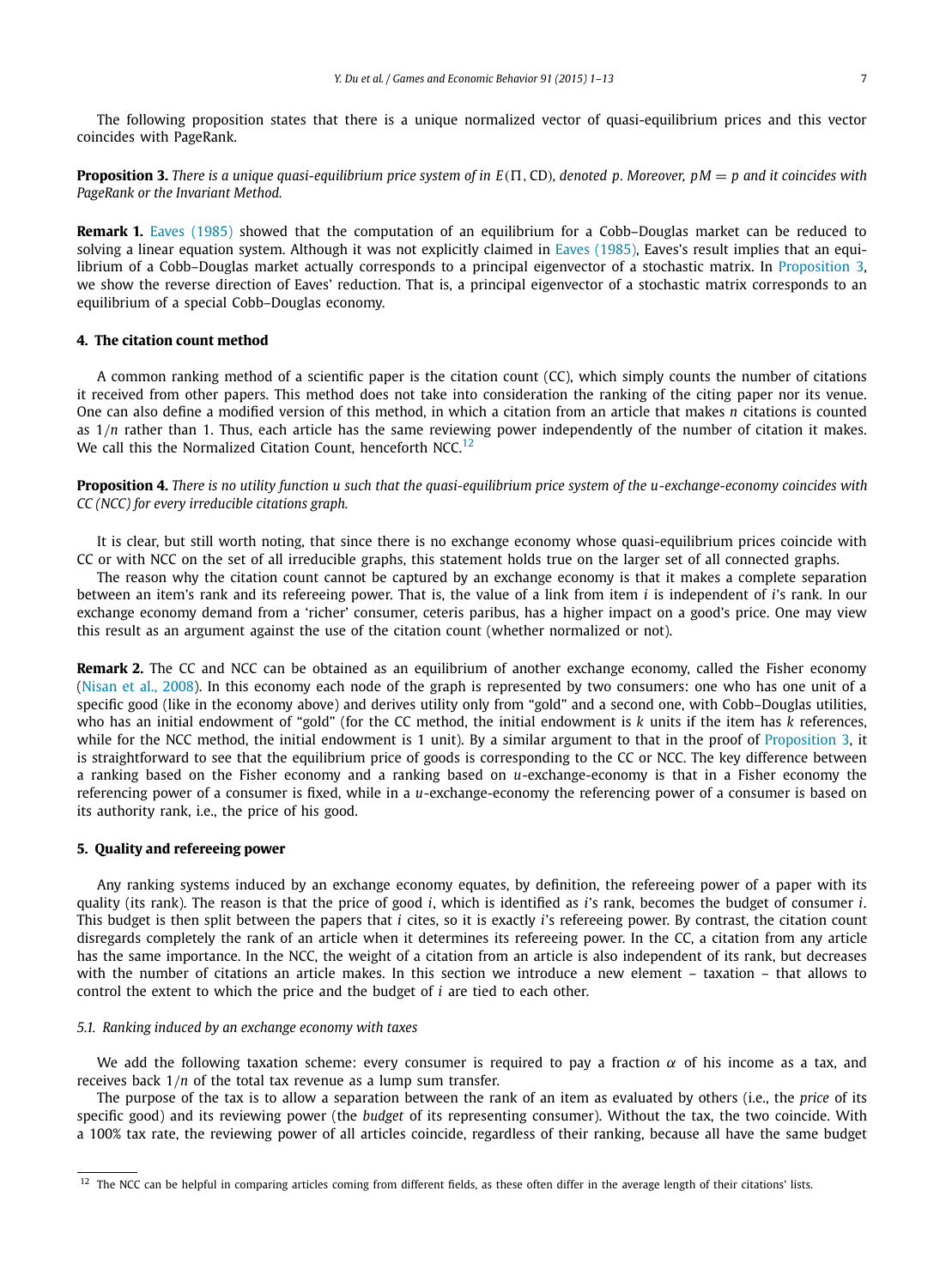The following proposition states that there is a unique normalized vector of quasi-equilibrium prices and this vector coincides with PageRank.

**Proposition 3.** *There is a unique quasi-equilibrium price system of in $E(\Pi, \text{CD})$, denoted $p$. Moreover, $pM = p$ and it coincides with PageRank or the Invariant Method.*

**Remark 1.** Eaves (1985) showed that the computation of an equilibrium for a Cobb–Douglas market can be reduced to solving a linear equation system. Although it was not explicitly claimed in Eaves (1985), Eaves's result implies that an equilibrium of a Cobb–Douglas market actually corresponds to a principal eigenvector of a stochastic matrix. In Proposition 3, we show the reverse direction of Eaves' reduction. That is, a principal eigenvector of a stochastic matrix corresponds to an equilibrium of a special Cobb–Douglas economy.

## 4. The citation count method

A common ranking method of a scientific paper is the citation count (CC), which simply counts the number of citations it received from other papers. This method does not take into consideration the ranking of the citing paper nor its venue. One can also define a modified version of this method, in which a citation from an article that makes $n$ citations is counted as $1/n$ rather than 1. Thus, each article has the same reviewing power independently of the number of citation it makes. We call this the Normalized Citation Count, henceforth NCC.[12]

**Proposition 4.** *There is no utility function $u$ such that the quasi-equilibrium price system of the $u$-exchange-economy coincides with CC (NCC) for every irreducible citations graph.*

It is clear, but still worth noting, that since there is no exchange economy whose quasi-equilibrium prices coincide with CC or with NCC on the set of all irreducible graphs, this statement holds true on the larger set of all connected graphs.

The reason why the citation count cannot be captured by an exchange economy is that it makes a complete separation between an item's rank and its refereeing power. That is, the value of a link from item $i$ is independent of $i$'s rank. In our exchange economy demand from a 'richer' consumer, ceteris paribus, has a higher impact on a good's price. One may view this result as an argument against the use of the citation count (whether normalized or not).

**Remark 2.** The CC and NCC can be obtained as an equilibrium of another exchange economy, called the Fisher economy (Nisan et al., 2008). In this economy each node of the graph is represented by two consumers: one who has one unit of a specific good (like in the economy above) and derives utility only from "gold" and a second one, with Cobb–Douglas utilities, who has an initial endowment of "gold" (for the CC method, the initial endowment is $k$ units if the item has $k$ references, while for the NCC method, the initial endowment is 1 unit). By a similar argument to that in the proof of Proposition 3, it is straightforward to see that the equilibrium price of goods is corresponding to the CC or NCC. The key difference between a ranking based on the Fisher economy and a ranking based on $u$-exchange-economy is that in a Fisher economy the referencing power of a consumer is fixed, while in a $u$-exchange-economy the referencing power of a consumer is based on its authority rank, i.e., the price of his good.

## 5. Quality and refereeing power

Any ranking systems induced by an exchange economy equates, by definition, the refereeing power of a paper with its quality (its rank). The reason is that the price of good $i$, which is identified as $i$'s rank, becomes the budget of consumer $i$. This budget is then split between the papers that $i$ cites, so it is exactly $i$'s refereeing power. By contrast, the citation count disregards completely the rank of an article when it determines its refereeing power. In the CC, a citation from any article has the same importance. In the NCC, the weight of a citation from an article is also independent of its rank, but decreases with the number of citations an article makes. In this section we introduce a new element – taxation – that allows to control the extent to which the price and the budget of $i$ are tied to each other.

### *5.1. Ranking induced by an exchange economy with taxes*

We add the following taxation scheme: every consumer is required to pay a fraction $\alpha$ of his income as a tax, and receives back $1/n$ of the total tax revenue as a lump sum transfer.

The purpose of the tax is to allow a separation between the rank of an item as evaluated by others (i.e., the *price* of its specific good) and its reviewing power (the *budget* of its representing consumer). Without the tax, the two coincide. With a 100% tax rate, the reviewing power of all articles coincide, regardless of their ranking, because all have the same budget

[12] The NCC can be helpful in comparing articles coming from different fields, as these often differ in the average length of their citations' lists.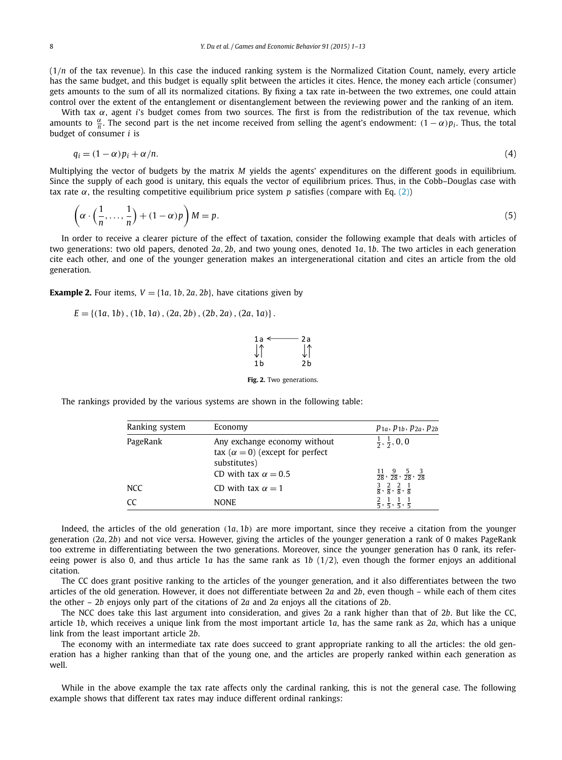($1/n$ of the tax revenue). In this case the induced ranking system is the Normalized Citation Count, namely, every article has the same budget, and this budget is equally split between the articles it cites. Hence, the money each article (consumer) gets amounts to the sum of all its normalized citations. By fixing a tax rate in-between the two extremes, one could attain control over the extent of the entanglement or disentanglement between the reviewing power and the ranking of an item.

With tax $\alpha$, agent $i$'s budget comes from two sources. The first is from the redistribution of the tax revenue, which amounts to $\frac{\alpha}{n}$. The second part is the net income received from selling the agent's endowment: $(1-\alpha)p_i$. Thus, the total budget of consumer $i$ is

$$q_i = (1-\alpha)p_i + \alpha/n. \tag{4}$$

Multiplying the vector of budgets by the matrix $M$ yields the agents' expenditures on the different goods in equilibrium. Since the supply of each good is unitary, this equals the vector of equilibrium prices. Thus, in the Cobb–Douglas case with tax rate $\alpha$, the resulting competitive equilibrium price system $p$ satisfies (compare with Eq. (2))

$$\left(\alpha \cdot \left(\frac{1}{n}, \ldots, \frac{1}{n}\right) + (1-\alpha)p\right) M = p. \tag{5}$$

In order to receive a clearer picture of the effect of taxation, consider the following example that deals with articles of two generations: two old papers, denoted $2a, 2b$, and two young ones, denoted $1a, 1b$. The two articles in each generation cite each other, and one of the younger generation makes an intergenerational citation and cites an article from the old generation.

**Example 2.** Four items, $V = \{1a, 1b, 2a, 2b\}$, have citations given by

$$E = \{(1a, 1b), (1b, 1a), (2a, 2b), (2b, 2a), (2a, 1a)\}.$$

1a ⟵ 2a

1b     2b

**Fig. 2.** Two generations.

The rankings provided by the various systems are shown in the following table:

| Ranking system | Economy | $p_{1a}, p_{1b}, p_{2a}, p_{2b}$ |
|---|---|---|
| PageRank | Any exchange economy without tax ($\alpha = 0$) (except for perfect substitutes) | $\frac{1}{2}, \frac{1}{2}, 0, 0$ |
| | CD with tax $\alpha = 0.5$ | $\frac{11}{28}, \frac{9}{28}, \frac{5}{28}, \frac{3}{28}$ |
| NCC | CD with tax $\alpha = 1$ | $\frac{3}{8}, \frac{2}{8}, \frac{2}{8}, \frac{1}{8}$ |
| CC | NONE | $\frac{2}{5}, \frac{1}{5}, \frac{1}{5}, \frac{1}{5}$ |

Indeed, the articles of the old generation ($1a, 1b$) are more important, since they receive a citation from the younger generation ($2a, 2b$) and not vice versa. However, giving the articles of the younger generation a rank of 0 makes PageRank too extreme in differentiating between the two generations. Moreover, since the younger generation has 0 rank, its refereeing power is also 0, and thus article $1a$ has the same rank as $1b$ ($1/2$), even though the former enjoys an additional citation.

The CC does grant positive ranking to the articles of the younger generation, and it also differentiates between the two articles of the old generation. However, it does not differentiate between $2a$ and $2b$, even though – while each of them cites the other – $2b$ enjoys only part of the citations of $2a$ and $2a$ enjoys all the citations of $2b$.

The NCC does take this last argument into consideration, and gives $2a$ a rank higher than that of $2b$. But like the CC, article $1b$, which receives a unique link from the most important article $1a$, has the same rank as $2a$, which has a unique link from the least important article $2b$.

The economy with an intermediate tax rate does succeed to grant appropriate ranking to all the articles: the old generation has a higher ranking than that of the young one, and the articles are properly ranked within each generation as well.

While in the above example the tax rate affects only the cardinal ranking, this is not the general case. The following example shows that different tax rates may induce different ordinal rankings: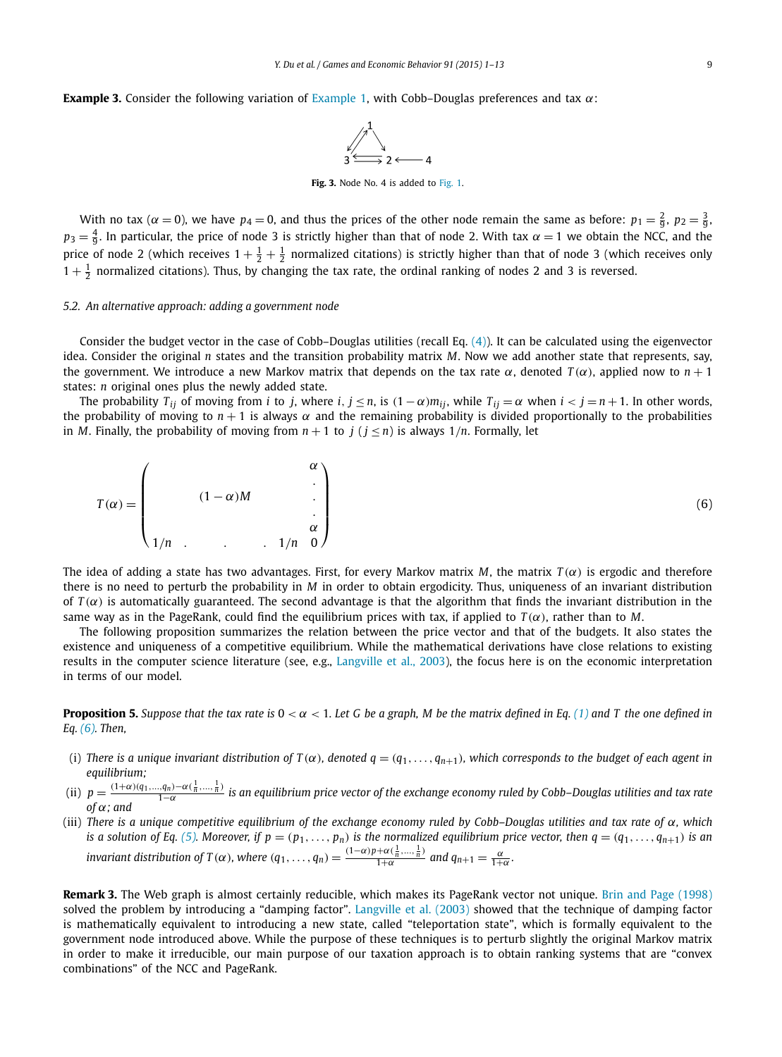**Example 3.** Consider the following variation of Example 1, with Cobb–Douglas preferences and tax $\alpha$:

**Fig. 3.** Node No. 4 is added to Fig. 1.

With no tax ($\alpha = 0$), we have $p_4 = 0$, and thus the prices of the other node remain the same as before: $p_1 = \frac{2}{9}$, $p_2 = \frac{3}{9}$, $p_3 = \frac{4}{9}$. In particular, the price of node 3 is strictly higher than that of node 2. With tax $\alpha = 1$ we obtain the NCC, and the price of node 2 (which receives $1 + \frac{1}{2} + \frac{1}{2}$ normalized citations) is strictly higher than that of node 3 (which receives only $1 + \frac{1}{2}$ normalized citations). Thus, by changing the tax rate, the ordinal ranking of nodes 2 and 3 is reversed.

### 5.2. An alternative approach: adding a government node

Consider the budget vector in the case of Cobb–Douglas utilities (recall Eq. (4)). It can be calculated using the eigenvector idea. Consider the original $n$ states and the transition probability matrix $M$. Now we add another state that represents, say, the government. We introduce a new Markov matrix that depends on the tax rate $\alpha$, denoted $T(\alpha)$, applied now to $n+1$ states: $n$ original ones plus the newly added state.

The probability $T_{ij}$ of moving from $i$ to $j$, where $i, j \leq n$, is $(1-\alpha)m_{ij}$, while $T_{ij} = \alpha$ when $i < j = n+1$. In other words, the probability of moving to $n+1$ is always $\alpha$ and the remaining probability is divided proportionally to the probabilities in $M$. Finally, the probability of moving from $n+1$ to $j$ ($j \leq n$) is always $1/n$. Formally, let

$$T(\alpha) = \begin{pmatrix} & & & \alpha \\ & (1-\alpha)M & & \cdot \\ & & & \cdot \\ & & & \cdot \\ & & & \alpha \\ 1/n & \cdot & \cdot \quad \cdot \; 1/n & 0 \end{pmatrix} \tag{6}$$

The idea of adding a state has two advantages. First, for every Markov matrix $M$, the matrix $T(\alpha)$ is ergodic and therefore there is no need to perturb the probability in $M$ in order to obtain ergodicity. Thus, uniqueness of an invariant distribution of $T(\alpha)$ is automatically guaranteed. The second advantage is that the algorithm that finds the invariant distribution in the same way as in the PageRank, could find the equilibrium prices with tax, if applied to $T(\alpha)$, rather than to $M$.

The following proposition summarizes the relation between the price vector and that of the budgets. It also states the existence and uniqueness of a competitive equilibrium. While the mathematical derivations have close relations to existing results in the computer science literature (see, e.g., Langville et al., 2003), the focus here is on the economic interpretation in terms of our model.

**Proposition 5.** *Suppose that the tax rate is $0 < \alpha < 1$. Let $G$ be a graph, $M$ be the matrix defined in Eq. (1) and $T$ the one defined in Eq. (6). Then,*

- (i) *There is a unique invariant distribution of $T(\alpha)$, denoted $q = (q_1, \ldots, q_{n+1})$, which corresponds to the budget of each agent in equilibrium;*
- (ii) $p = \frac{(1+\alpha)(q_1,\ldots,q_n) - \alpha(\frac{1}{n},\ldots,\frac{1}{n})}{1-\alpha}$ *is an equilibrium price vector of the exchange economy ruled by Cobb–Douglas utilities and tax rate of $\alpha$; and*
- (iii) *There is a unique competitive equilibrium of the exchange economy ruled by Cobb–Douglas utilities and tax rate of $\alpha$, which is a solution of Eq. (5). Moreover, if $p = (p_1, \ldots, p_n)$ is the normalized equilibrium price vector, then $q = (q_1, \ldots, q_{n+1})$ is an invariant distribution of $T(\alpha)$, where $(q_1, \ldots, q_n) = \frac{(1-\alpha)p + \alpha(\frac{1}{n},\ldots,\frac{1}{n})}{1+\alpha}$ and $q_{n+1} = \frac{\alpha}{1+\alpha}$.*

**Remark 3.** The Web graph is almost certainly reducible, which makes its PageRank vector not unique. Brin and Page (1998) solved the problem by introducing a "damping factor". Langville et al. (2003) showed that the technique of damping factor is mathematically equivalent to introducing a new state, called "teleportation state", which is formally equivalent to the government node introduced above. While the purpose of these techniques is to perturb slightly the original Markov matrix in order to make it irreducible, our main purpose of our taxation approach is to obtain ranking systems that are "convex combinations" of the NCC and PageRank.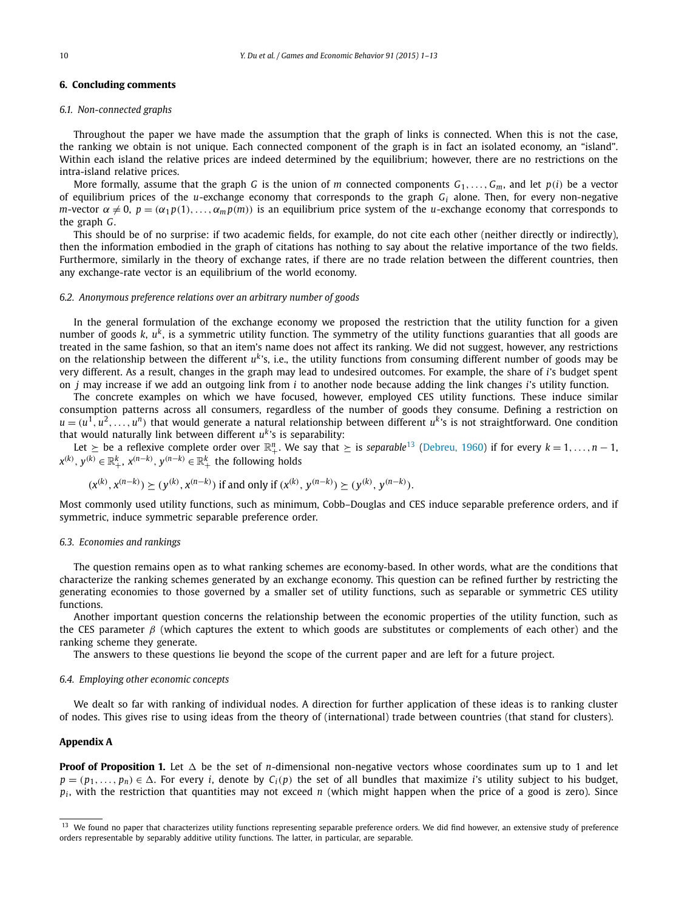## 6. Concluding comments

### 6.1. Non-connected graphs

Throughout the paper we have made the assumption that the graph of links is connected. When this is not the case, the ranking we obtain is not unique. Each connected component of the graph is in fact an isolated economy, an "island". Within each island the relative prices are indeed determined by the equilibrium; however, there are no restrictions on the intra-island relative prices.

More formally, assume that the graph $G$ is the union of $m$ connected components $G_1, \ldots, G_m$, and let $p(i)$ be a vector of equilibrium prices of the $u$-exchange economy that corresponds to the graph $G_i$ alone. Then, for every non-negative $m$-vector $\alpha \neq 0$, $p = (\alpha_1 p(1), \ldots, \alpha_m p(m))$ is an equilibrium price system of the $u$-exchange economy that corresponds to the graph $G$.

This should be of no surprise: if two academic fields, for example, do not cite each other (neither directly or indirectly), then the information embodied in the graph of citations has nothing to say about the relative importance of the two fields. Furthermore, similarly in the theory of exchange rates, if there are no trade relation between the different countries, then any exchange-rate vector is an equilibrium of the world economy.

### 6.2. Anonymous preference relations over an arbitrary number of goods

In the general formulation of the exchange economy we proposed the restriction that the utility function for a given number of goods $k$, $u^k$, is a symmetric utility function. The symmetry of the utility functions guaranties that all goods are treated in the same fashion, so that an item's name does not affect its ranking. We did not suggest, however, any restrictions on the relationship between the different $u^k$'s, i.e., the utility functions from consuming different number of goods may be very different. As a result, changes in the graph may lead to undesired outcomes. For example, the share of $i$'s budget spent on $j$ may increase if we add an outgoing link from $i$ to another node because adding the link changes $i$'s utility function.

The concrete examples on which we have focused, however, employed CES utility functions. These induce similar consumption patterns across all consumers, regardless of the number of goods they consume. Defining a restriction on $u = (u^1, u^2, \ldots, u^n)$ that would generate a natural relationship between different $u^k$'s is not straightforward. One condition that would naturally link between different $u^k$'s is separability:

Let $\succeq$ be a reflexive complete order over $\mathbb{R}^n_+$. We say that $\succeq$ is *separable*[13] (Debreu, 1960) if for every $k = 1, \ldots, n-1$, $x^{(k)}, y^{(k)} \in \mathbb{R}^k_+$, $x^{(n-k)}, y^{(n-k)} \in \mathbb{R}^k_+$ the following holds

$$(x^{(k)}, x^{(n-k)}) \succeq (y^{(k)}, x^{(n-k)}) \text{ if and only if } (x^{(k)}, y^{(n-k)}) \succeq (y^{(k)}, y^{(n-k)}).$$

Most commonly used utility functions, such as minimum, Cobb–Douglas and CES induce separable preference orders, and if symmetric, induce symmetric separable preference order.

### 6.3. Economies and rankings

The question remains open as to what ranking schemes are economy-based. In other words, what are the conditions that characterize the ranking schemes generated by an exchange economy. This question can be refined further by restricting the generating economies to those governed by a smaller set of utility functions, such as separable or symmetric CES utility functions.

Another important question concerns the relationship between the economic properties of the utility function, such as the CES parameter $\beta$ (which captures the extent to which goods are substitutes or complements of each other) and the ranking scheme they generate.

The answers to these questions lie beyond the scope of the current paper and are left for a future project.

### 6.4. Employing other economic concepts

We dealt so far with ranking of individual nodes. A direction for further application of these ideas is to ranking cluster of nodes. This gives rise to using ideas from the theory of (international) trade between countries (that stand for clusters).

## Appendix A

**Proof of Proposition 1.** Let $\Delta$ be the set of $n$-dimensional non-negative vectors whose coordinates sum up to 1 and let $p = (p_1, \ldots, p_n) \in \Delta$. For every $i$, denote by $C_i(p)$ the set of all bundles that maximize $i$'s utility subject to his budget, $p_i$, with the restriction that quantities may not exceed $n$ (which might happen when the price of a good is zero). Since

---

[13] We found no paper that characterizes utility functions representing separable preference orders. We did find however, an extensive study of preference orders representable by separably additive utility functions. The latter, in particular, are separable.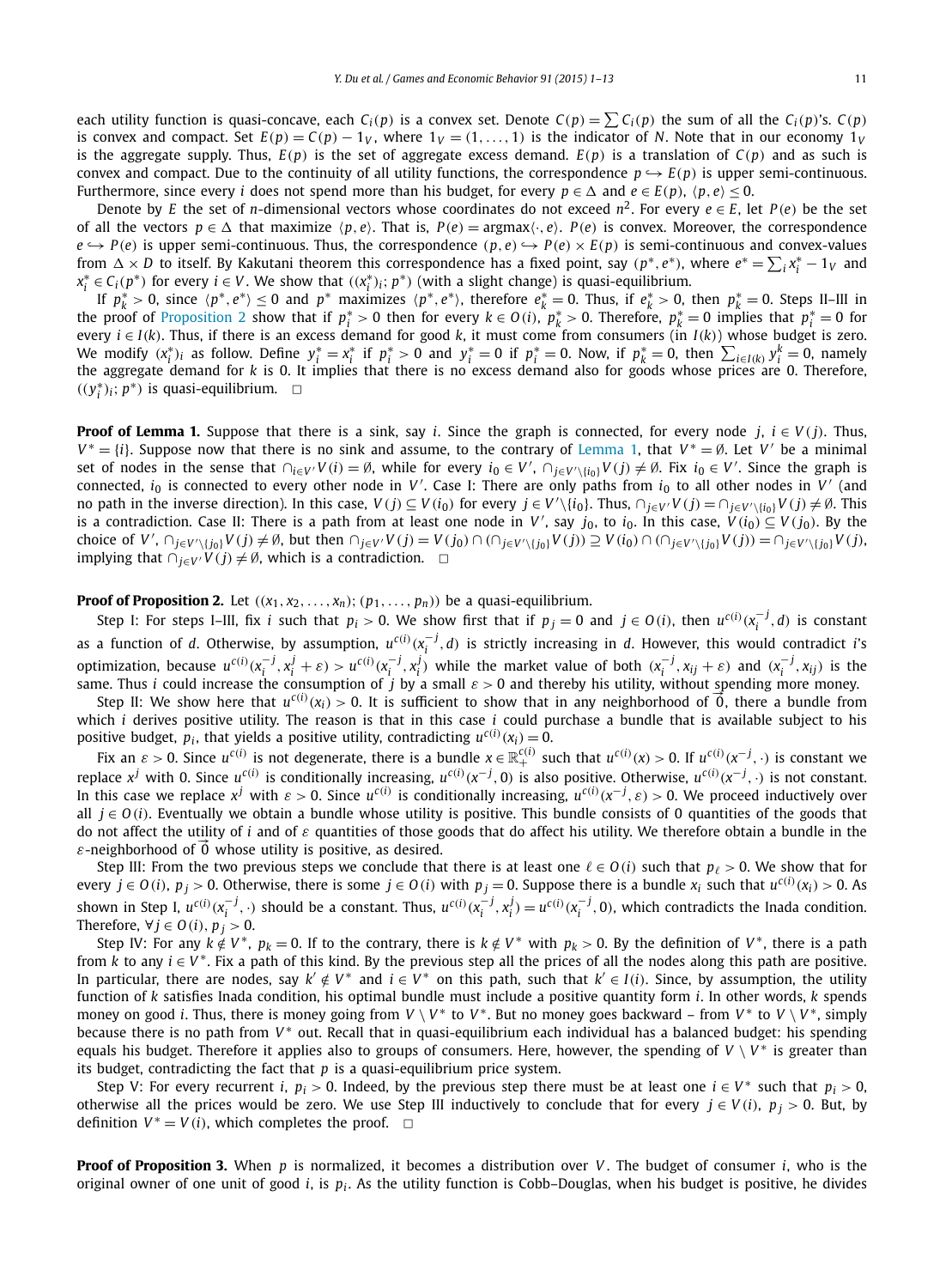each utility function is quasi-concave, each $C_i(p)$ is a convex set. Denote $C(p) = \sum C_i(p)$ the sum of all the $C_i(p)$'s. $C(p)$ is convex and compact. Set $E(p) = C(p) - 1_V$, where $1_V = (1, \ldots, 1)$ is the indicator of $N$. Note that in our economy $1_V$ is the aggregate supply. Thus, $E(p)$ is the set of aggregate excess demand. $E(p)$ is a translation of $C(p)$ and as such is convex and compact. Due to the continuity of all utility functions, the correspondence $p \hookrightarrow E(p)$ is upper semi-continuous. Furthermore, since every $i$ does not spend more than his budget, for every $p \in \Delta$ and $e \in E(p)$, $\langle p, e \rangle \leq 0$.

Denote by $E$ the set of $n$-dimensional vectors whose coordinates do not exceed $n^2$. For every $e \in E$, let $P(e)$ be the set of all the vectors $p \in \Delta$ that maximize $\langle p, e \rangle$. That is, $P(e) = \text{argmax}\langle \cdot, e \rangle$. $P(e)$ is convex. Moreover, the correspondence $e \hookrightarrow P(e)$ is upper semi-continuous. Thus, the correspondence $(p, e) \hookrightarrow P(e) \times E(p)$ is semi-continuous and convex-values from $\Delta \times D$ to itself. By Kakutani theorem this correspondence has a fixed point, say $(p^*, e^*)$, where $e^* = \sum_i x_i^* - 1_V$ and $x_i^* \in C_i(p^*)$ for every $i \in V$. We show that $((x_i^*)_i; p^*)$ (with a slight change) is quasi-equilibrium.

If $p_k^* > 0$, since $\langle p^*, e^* \rangle \leq 0$ and $p^*$ maximizes $\langle p^*, e \rangle$, therefore $e_k^* = 0$. Thus, if $e_k^* > 0$, then $p_k^* = 0$. Steps II–III in the proof of Proposition 2 show that if $p_i^* > 0$ then for every $k \in O(i)$, $p_k^* > 0$. Therefore, $p_k^* = 0$ implies that $p_i^* = 0$ for every $i \in I(k)$. Thus, if there is an excess demand for good $k$, it must come from consumers (in $I(k)$) whose budget is zero. We modify $(x_i^*)_i$ as follow. Define $y_i^* = x_i^*$ if $p_i^* > 0$ and $y_i^* = 0$ if $p_i^* = 0$. Now, if $p_k^* = 0$, then $\sum_{i \in I(k)} y_i^k = 0$, namely the aggregate demand for $k$ is 0. It implies that there is no excess demand also for goods whose prices are 0. Therefore, $((y_i^*)_i; p^*)$ is quasi-equilibrium. □

**Proof of Lemma 1.** Suppose that there is a sink, say $i$. Since the graph is connected, for every node $j$, $i \in V(j)$. Thus, $V^* = \{i\}$. Suppose now that there is no sink and assume, to the contrary of Lemma 1, that $V^* = \emptyset$. Let $V'$ be a minimal set of nodes in the sense that $\cap_{i \in V'} V(i) = \emptyset$, while for every $i_0 \in V'$, $\cap_{j \in V' \setminus \{i_0\}} V(j) \neq \emptyset$. Fix $i_0 \in V'$. Since the graph is connected, $i_0$ is connected to every other node in $V'$. Case I: There are only paths from $i_0$ to all other nodes in $V'$ (and no path in the inverse direction). In this case, $V(j) \subseteq V(i_0)$ for every $j \in V' \setminus \{i_0\}$. Thus, $\cap_{j \in V'} V(j) = \cap_{j \in V' \setminus \{i_0\}} V(j) \neq \emptyset$. This is a contradiction. Case II: There is a path from at least one node in $V'$, say $j_0$, to $i_0$. In this case, $V(i_0) \subseteq V(j_0)$. By the choice of $V'$, $\cap_{j \in V' \setminus \{j_0\}} V(j) \neq \emptyset$, but then $\cap_{j \in V'} V(j) = V(j_0) \cap (\cap_{j \in V' \setminus \{j_0\}} V(j)) \supseteq V(i_0) \cap (\cap_{j \in V' \setminus \{j_0\}} V(j)) = \cap_{j \in V' \setminus \{j_0\}} V(j)$, implying that $\cap_{j \in V'} V(j) \neq \emptyset$, which is a contradiction. □

**Proof of Proposition 2.** Let $((x_1, x_2, \ldots, x_n); (p_1, \ldots, p_n))$ be a quasi-equilibrium.

Step I: For steps I–III, fix $i$ such that $p_i > 0$. We show first that if $p_j = 0$ and $j \in O(i)$, then $u^{c(i)}(x_i^{-j}, d)$ is constant as a function of $d$. Otherwise, by assumption, $u^{c(i)}(x_i^{-j}, d)$ is strictly increasing in $d$. However, this would contradict $i$'s optimization, because $u^{c(i)}(x_i^{-j}, x_i^j + \varepsilon) > u^{c(i)}(x_i^{-j}, x_i^j)$ while the market value of both $(x_i^{-j}, x_{ij} + \varepsilon)$ and $(x_i^{-j}, x_{ij})$ is the same. Thus $i$ could increase the consumption of $j$ by a small $\varepsilon > 0$ and thereby his utility, without spending more money.

Step II: We show here that $u^{c(i)}(x_i) > 0$. It is sufficient to show that in any neighborhood of $\vec{0}$, there a bundle from which $i$ derives positive utility. The reason is that in this case $i$ could purchase a bundle that is available subject to his positive budget, $p_i$, that yields a positive utility, contradicting $u^{c(i)}(x_i) = 0$.

Fix an $\varepsilon > 0$. Since $u^{c(i)}$ is not degenerate, there is a bundle $x \in \mathbb{R}_+^{c(i)}$ such that $u^{c(i)}(x) > 0$. If $u^{c(i)}(x^{-j}, \cdot)$ is constant we replace $x^j$ with 0. Since $u^{c(i)}$ is conditionally increasing, $u^{c(i)}(x^{-j}, 0)$ is also positive. Otherwise, $u^{c(i)}(x^{-j}, \cdot)$ is not constant. In this case we replace $x^j$ with $\varepsilon > 0$. Since $u^{c(i)}$ is conditionally increasing, $u^{c(i)}(x^{-j}, \varepsilon) > 0$. We proceed inductively over all $j \in O(i)$. Eventually we obtain a bundle whose utility is positive. This bundle consists of 0 quantities of the goods that do not affect the utility of $i$ and of $\varepsilon$ quantities of those goods that do affect his utility. We therefore obtain a bundle in the $\varepsilon$-neighborhood of $\vec{0}$ whose utility is positive, as desired.

Step III: From the two previous steps we conclude that there is at least one $\ell \in O(i)$ such that $p_\ell > 0$. We show that for every $j \in O(i)$, $p_j > 0$. Otherwise, there is some $j \in O(i)$ with $p_j = 0$. Suppose there is a bundle $x_i$ such that $u^{c(i)}(x_i) > 0$. As shown in Step I, $u^{c(i)}(x_i^{-j}, \cdot)$ should be a constant. Thus, $u^{c(i)}(x_i^{-j}, x_i^j) = u^{c(i)}(x_i^{-j}, 0)$, which contradicts the Inada condition. Therefore, $\forall j \in O(i)$, $p_j > 0$.

Step IV: For any $k \notin V^*$, $p_k = 0$. If to the contrary, there is $k \notin V^*$ with $p_k > 0$. By the definition of $V^*$, there is a path from $k$ to any $i \in V^*$. Fix a path of this kind. By the previous step all the prices of all the nodes along this path are positive. In particular, there are nodes, say $k' \notin V^*$ and $i \in V^*$ on this path, such that $k' \in I(i)$. Since, by assumption, the utility function of $k$ satisfies Inada condition, his optimal bundle must include a positive quantity form $i$. In other words, $k$ spends money on good $i$. Thus, there is money going from $V \setminus V^*$ to $V^*$. But no money goes backward – from $V^*$ to $V \setminus V^*$, simply because there is no path from $V^*$ out. Recall that in quasi-equilibrium each individual has a balanced budget: his spending equals his budget. Therefore it applies also to groups of consumers. Here, however, the spending of $V \setminus V^*$ is greater than its budget, contradicting the fact that $p$ is a quasi-equilibrium price system.

Step V: For every recurrent $i$, $p_i > 0$. Indeed, by the previous step there must be at least one $i \in V^*$ such that $p_i > 0$, otherwise all the prices would be zero. We use Step III inductively to conclude that for every $j \in V(i)$, $p_j > 0$. But, by definition $V^* = V(i)$, which completes the proof. □

**Proof of Proposition 3.** When $p$ is normalized, it becomes a distribution over $V$. The budget of consumer $i$, who is the original owner of one unit of good $i$, is $p_i$. As the utility function is Cobb–Douglas, when his budget is positive, he divides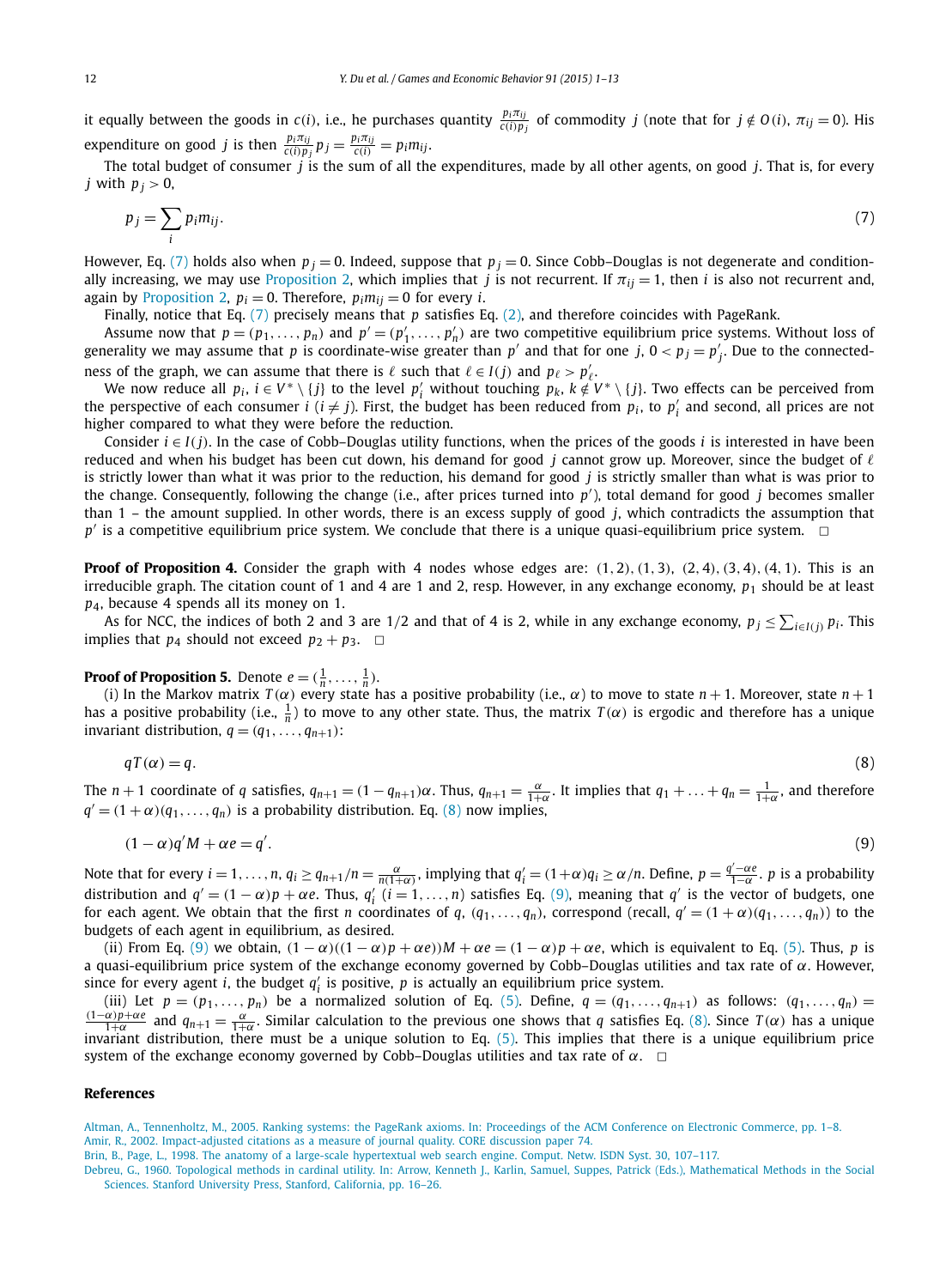it equally between the goods in $c(i)$, i.e., he purchases quantity $\frac{p_i \pi_{ij}}{c(i) p_j}$ of commodity $j$ (note that for $j \notin O(i)$, $\pi_{ij} = 0$). His expenditure on good $j$ is then $\frac{p_i \pi_{ij}}{c(i) p_j} p_j = \frac{p_i \pi_{ij}}{c(i)} = p_i m_{ij}$.

The total budget of consumer $j$ is the sum of all the expenditures, made by all other agents, on good $j$. That is, for every $j$ with $p_j > 0$,

$$p_j = \sum_i p_i m_{ij}. \tag{7}$$

However, Eq. (7) holds also when $p_j = 0$. Indeed, suppose that $p_j = 0$. Since Cobb–Douglas is not degenerate and conditionally increasing, we may use Proposition 2, which implies that $j$ is not recurrent. If $\pi_{ij} = 1$, then $i$ is also not recurrent and, again by Proposition 2, $p_i = 0$. Therefore, $p_i m_{ij} = 0$ for every $i$.

Finally, notice that Eq. (7) precisely means that $p$ satisfies Eq. (2), and therefore coincides with PageRank.

Assume now that $p = (p_1, \ldots, p_n)$ and $p' = (p'_1, \ldots, p'_n)$ are two competitive equilibrium price systems. Without loss of generality we may assume that $p$ is coordinate-wise greater than $p'$ and that for one $j$, $0 < p_j = p'_j$. Due to the connectedness of the graph, we can assume that there is $\ell$ such that $\ell \in I(j)$ and $p_\ell > p'_\ell$.

We now reduce all $p_i$, $i \in V^* \setminus \{j\}$ to the level $p'_i$ without touching $p_k$, $k \notin V^* \setminus \{j\}$. Two effects can be perceived from the perspective of each consumer $i$ ($i \neq j$). First, the budget has been reduced from $p_i$, to $p'_i$ and second, all prices are not higher compared to what they were before the reduction.

Consider $i \in I(j)$. In the case of Cobb–Douglas utility functions, when the prices of the goods $i$ is interested in have been reduced and when his budget has been cut down, his demand for good $j$ cannot grow up. Moreover, since the budget of $\ell$ is strictly lower than what it was prior to the reduction, his demand for good $j$ is strictly smaller than what is was prior to the change. Consequently, following the change (i.e., after prices turned into $p'$), total demand for good $j$ becomes smaller than 1 – the amount supplied. In other words, there is an excess supply of good $j$, which contradicts the assumption that $p'$ is a competitive equilibrium price system. We conclude that there is a unique quasi-equilibrium price system. $\square$

**Proof of Proposition 4.** Consider the graph with 4 nodes whose edges are: $(1, 2), (1, 3), (2, 4), (3, 4), (4, 1)$. This is an irreducible graph. The citation count of 1 and 4 are 1 and 2, resp. However, in any exchange economy, $p_1$ should be at least $p_4$, because 4 spends all its money on 1.

As for NCC, the indices of both 2 and 3 are 1/2 and that of 4 is 2, while in any exchange economy, $p_j \leq \sum_{i \in I(j)} p_i$. This implies that $p_4$ should not exceed $p_2 + p_3$. $\square$

**Proof of Proposition 5.** Denote $e = (\frac{1}{n}, \ldots, \frac{1}{n})$.

(i) In the Markov matrix $T(\alpha)$ every state has a positive probability (i.e., $\alpha$) to move to state $n+1$. Moreover, state $n+1$ has a positive probability (i.e., $\frac{1}{n}$) to move to any other state. Thus, the matrix $T(\alpha)$ is ergodic and therefore has a unique invariant distribution, $q = (q_1, \ldots, q_{n+1})$:

$$qT(\alpha) = q. \tag{8}$$

The $n+1$ coordinate of $q$ satisfies, $q_{n+1} = (1 - q_{n+1})\alpha$. Thus, $q_{n+1} = \frac{\alpha}{1+\alpha}$. It implies that $q_1 + \ldots + q_n = \frac{1}{1+\alpha}$, and therefore $q' = (1+\alpha)(q_1, \ldots, q_n)$ is a probability distribution. Eq. (8) now implies,

$$(1 - \alpha) q' M + \alpha e = q'. \tag{9}$$

Note that for every $i = 1, \ldots, n$, $q_i \geq q_{n+1}/n = \frac{\alpha}{n(1+\alpha)}$, implying that $q'_i = (1+\alpha) q_i \geq \alpha/n$. Define, $p = \frac{q' - \alpha e}{1 - \alpha}$. $p$ is a probability distribution and $q' = (1-\alpha)p + \alpha e$. Thus, $q'_i$ ($i = 1, \ldots, n$) satisfies Eq. (9), meaning that $q'$ is the vector of budgets, one for each agent. We obtain that the first $n$ coordinates of $q$, $(q_1, \ldots, q_n)$, correspond (recall, $q' = (1+\alpha)(q_1, \ldots, q_n)$) to the budgets of each agent in equilibrium, as desired.

(ii) From Eq. (9) we obtain, $(1-\alpha)((1-\alpha)p + \alpha e))M + \alpha e = (1-\alpha)p + \alpha e$, which is equivalent to Eq. (5). Thus, $p$ is a quasi-equilibrium price system of the exchange economy governed by Cobb–Douglas utilities and tax rate of $\alpha$. However, since for every agent $i$, the budget $q'_i$ is positive, $p$ is actually an equilibrium price system.

(iii) Let $p = (p_1, \ldots, p_n)$ be a normalized solution of Eq. (5). Define, $q = (q_1, \ldots, q_{n+1})$ as follows: $(q_1, \ldots, q_n) = \frac{(1-\alpha)p + \alpha e}{1+\alpha}$ and $q_{n+1} = \frac{\alpha}{1+\alpha}$. Similar calculation to the previous one shows that $q$ satisfies Eq. (8). Since $T(\alpha)$ has a unique invariant distribution, there must be a unique solution to Eq. (5). This implies that there is a unique equilibrium price system of the exchange economy governed by Cobb–Douglas utilities and tax rate of $\alpha$. $\square$

## References

Altman, A., Tennenholtz, M., 2005. Ranking systems: the PageRank axioms. In: Proceedings of the ACM Conference on Electronic Commerce, pp. 1–8.

Amir, R., 2002. Impact-adjusted citations as a measure of journal quality. CORE discussion paper 74.

Brin, B., Page, L., 1998. The anatomy of a large-scale hypertextual web search engine. Comput. Netw. ISDN Syst. 30, 107–117.

Debreu, G., 1960. Topological methods in cardinal utility. In: Arrow, Kenneth J., Karlin, Samuel, Suppes, Patrick (Eds.), Mathematical Methods in the Social Sciences. Stanford University Press, Stanford, California, pp. 16–26.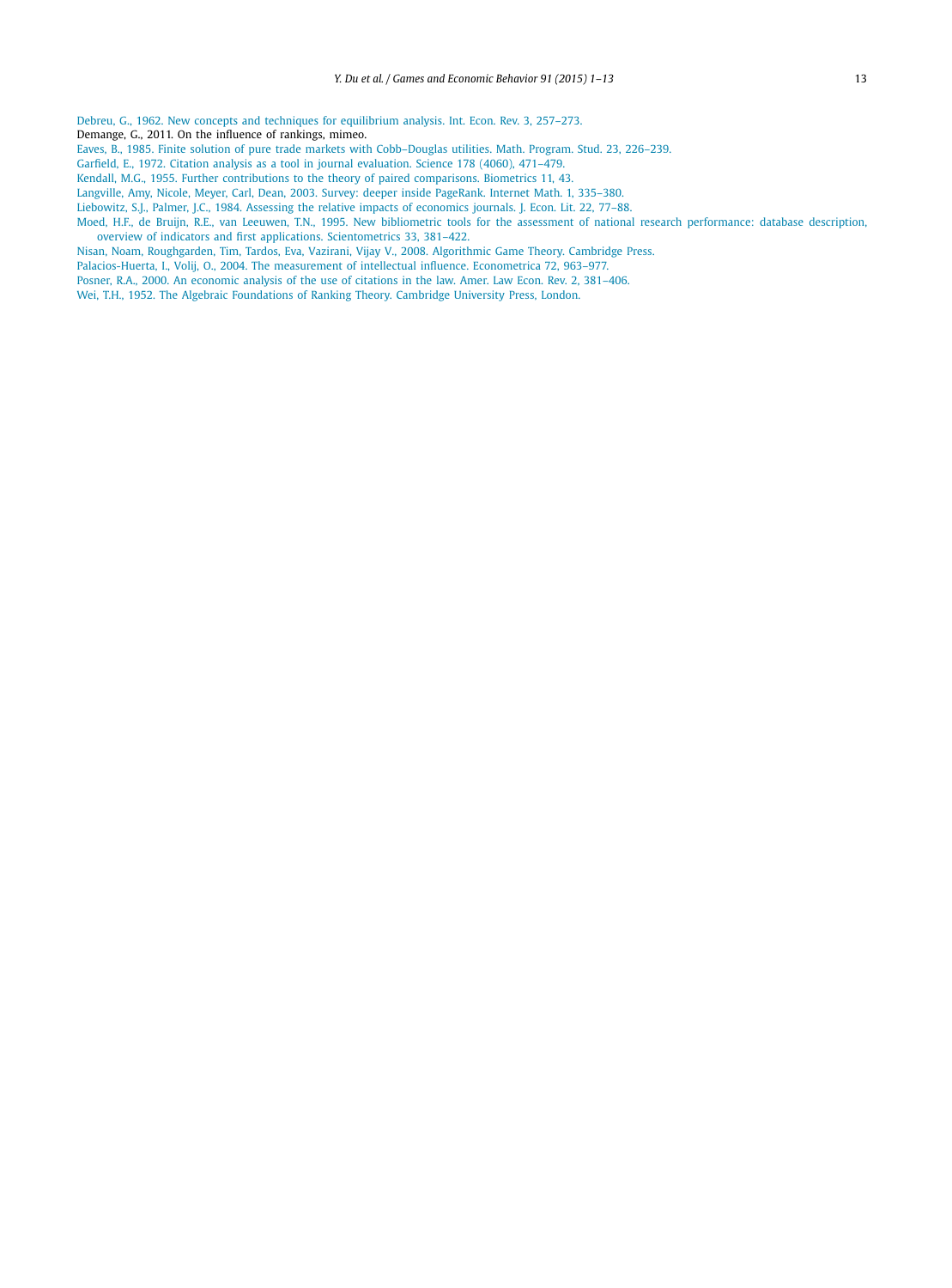Debreu, G., 1962. New concepts and techniques for equilibrium analysis. Int. Econ. Rev. 3, 257–273.

Demange, G., 2011. On the influence of rankings, mimeo.

Eaves, B., 1985. Finite solution of pure trade markets with Cobb–Douglas utilities. Math. Program. Stud. 23, 226–239.

Garfield, E., 1972. Citation analysis as a tool in journal evaluation. Science 178 (4060), 471–479.

Kendall, M.G., 1955. Further contributions to the theory of paired comparisons. Biometrics 11, 43.

Langville, Amy, Nicole, Meyer, Carl, Dean, 2003. Survey: deeper inside PageRank. Internet Math. 1, 335–380.

Liebowitz, S.J., Palmer, J.C., 1984. Assessing the relative impacts of economics journals. J. Econ. Lit. 22, 77–88.

Moed, H.F., de Bruijn, R.E., van Leeuwen, T.N., 1995. New bibliometric tools for the assessment of national research performance: database description, overview of indicators and first applications. Scientometrics 33, 381–422.

Nisan, Noam, Roughgarden, Tim, Tardos, Eva, Vazirani, Vijay V., 2008. Algorithmic Game Theory. Cambridge Press.

Palacios-Huerta, I., Volij, O., 2004. The measurement of intellectual influence. Econometrica 72, 963–977.

Posner, R.A., 2000. An economic analysis of the use of citations in the law. Amer. Law Econ. Rev. 2, 381–406.

Wei, T.H., 1952. The Algebraic Foundations of Ranking Theory. Cambridge University Press, London.